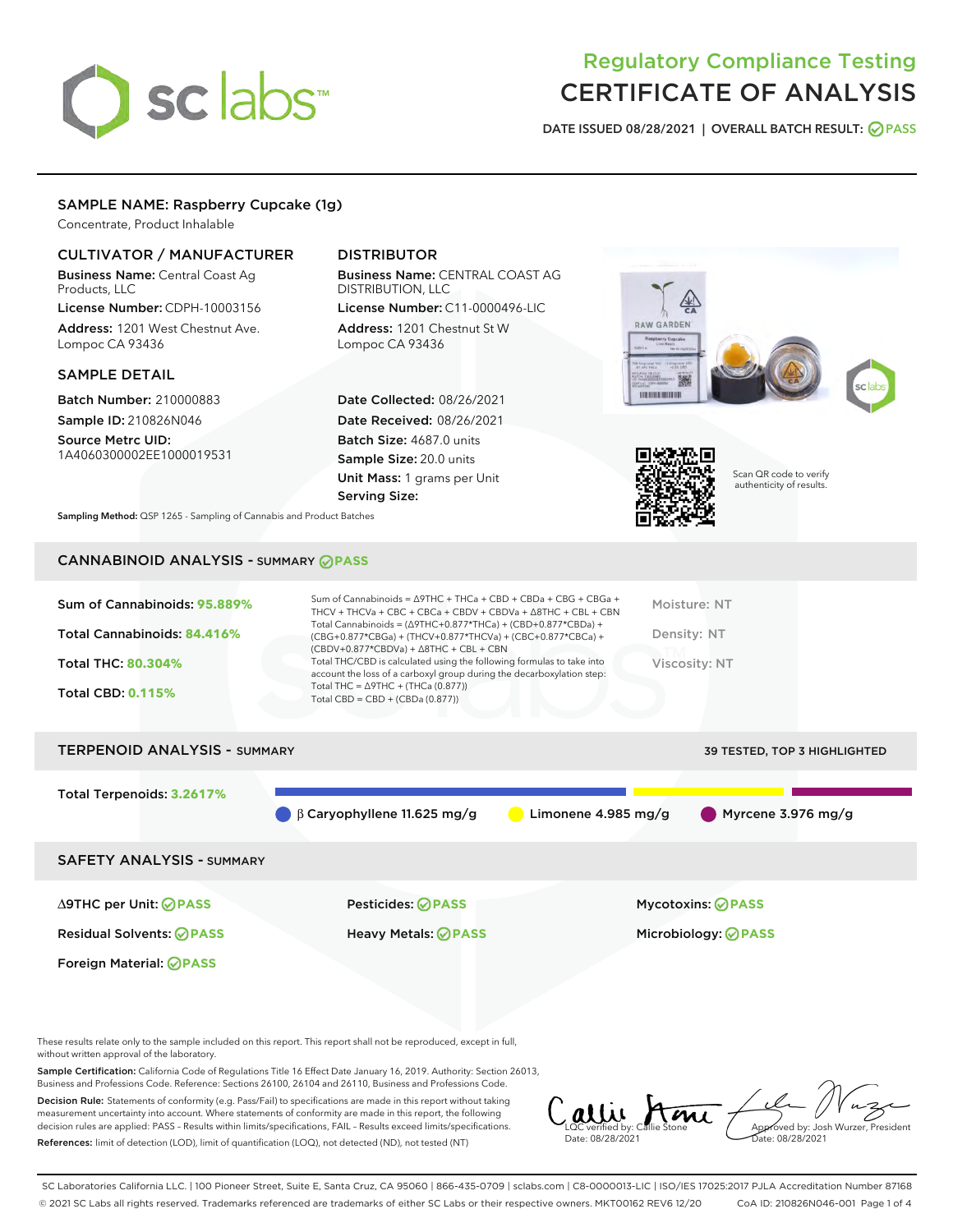# Regulatory Compliance Testing
# CERTIFICATE OF ANALYSIS

**DATE ISSUED 08/28/2021 | OVERALL BATCH RESULT: PASS**

## SAMPLE NAME: Raspberry Cupcake (1g)

Concentrate, Product Inhalable

### CULTIVATOR / MANUFACTURER

**Business Name:** Central Coast Ag Products, LLC

**License Number:** CDPH-10003156

**Address:** 1201 West Chestnut Ave. Lompoc CA 93436

### DISTRIBUTOR

**Business Name:** CENTRAL COAST AG DISTRIBUTION, LLC

**License Number:** C11-0000496-LIC

**Address:** 1201 Chestnut St W Lompoc CA 93436

### SAMPLE DETAIL

**Batch Number:** 210000883

**Sample ID:** 210826N046

**Source Metrc UID:** 1A4060300002EE1000019531

**Date Collected:** 08/26/2021

**Date Received:** 08/26/2021

**Batch Size:** 4687.0 units

**Sample Size:** 20.0 units

**Unit Mass:** 1 grams per Unit

**Serving Size:**

Scan QR code to verify authenticity of results.

**Sampling Method:** QSP 1265 - Sampling of Cannabis and Product Batches

## CANNABINOID ANALYSIS - SUMMARY PASS

**Sum of Cannabinoids:** 95.889%

**Total Cannabinoids:** 84.416%

**Total THC:** 80.304%

**Total CBD:** 0.115%

Sum of Cannabinoids = Δ9THC + THCa + CBD + CBDa + CBG + CBGa + THCV + THCVa + CBC + CBCa + CBDV + CBDVa + Δ8THC + CBL + CBN

Total Cannabinoids = (Δ9THC+0.877*THCa) + (CBD+0.877*CBDa) + (CBG+0.877*CBGa) + (THCV+0.877*THCVa) + (CBC+0.877*CBCa) + (CBDV+0.877*CBDVa) + Δ8THC + CBL + CBN

Total THC/CBD is calculated using the following formulas to take into account the loss of a carboxyl group during the decarboxylation step:

Total THC = Δ9THC + (THCa (0.877))

Total CBD = CBD + (CBDa (0.877))

Moisture: NT

Density: NT

Viscosity: NT

## TERPENOID ANALYSIS - SUMMARY

39 TESTED, TOP 3 HIGHLIGHTED

**Total Terpenoids:** 3.2617%

β Caryophyllene 11.625 mg/g | Limonene 4.985 mg/g | Myrcene 3.976 mg/g

## SAFETY ANALYSIS - SUMMARY

| | | |
|---|---|---|
| Δ9THC per Unit: PASS | Pesticides: PASS | Mycotoxins: PASS |
| Residual Solvents: PASS | Heavy Metals: PASS | Microbiology: PASS |
| Foreign Material: PASS | | |

These results relate only to the sample included on this report. This report shall not be reproduced, except in full, without written approval of the laboratory.

**Sample Certification:** California Code of Regulations Title 16 Effect Date January 16, 2019. Authority: Section 26013, Business and Professions Code. Reference: Sections 26100, 26104 and 26110, Business and Professions Code.

**Decision Rule:** Statements of conformity (e.g. Pass/Fail) to specifications are made in this report without taking measurement uncertainty into account. Where statements of conformity are made in this report, the following decision rules are applied: PASS – Results within limits/specifications, FAIL – Results exceed limits/specifications.

**References:** limit of detection (LOD), limit of quantification (LOQ), not detected (ND), not tested (NT)

LQC verified by: Callie Stone
Date: 08/28/2021

Approved by: Josh Wurzer, President
Date: 08/28/2021

SC Laboratories California LLC. | 100 Pioneer Street, Suite E, Santa Cruz, CA 95060 | 866-435-0709 | sclabs.com | C8-0000013-LIC | ISO/IES 17025:2017 PJLA Accreditation Number 87168
© 2021 SC Labs all rights reserved. Trademarks referenced are trademarks of either SC Labs or their respective owners. MKT00162 REV6 12/20 CoA ID: 210826N046-001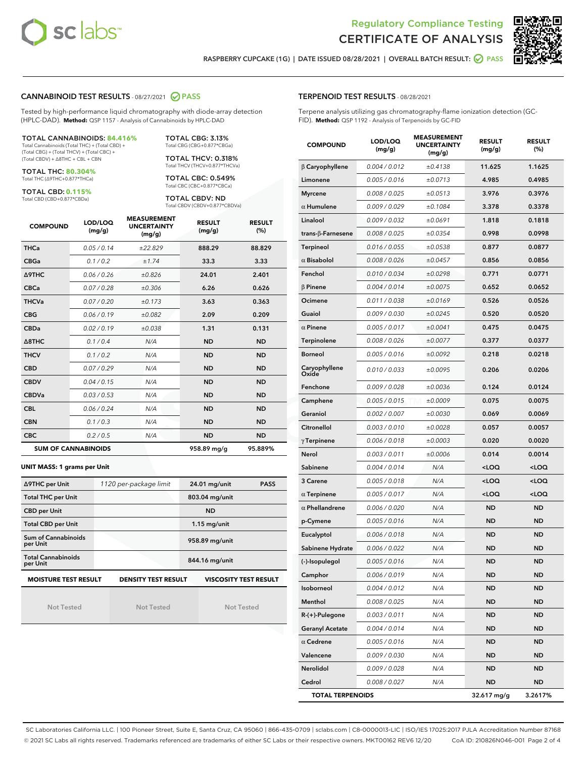Regulatory Compliance Testing
# CERTIFICATE OF ANALYSIS

RASPBERRY CUPCAKE (1G) | DATE ISSUED 08/28/2021 | OVERALL BATCH RESULT: PASS

## CANNABINOID TEST RESULTS - 08/27/2021 PASS

Tested by high-performance liquid chromatography with diode-array detection (HPLC-DAD). **Method:** QSP 1157 - Analysis of Cannabinoids by HPLC-DAD

**TOTAL CANNABINOIDS: 84.416%**
Total Cannabinoids (Total THC) + (Total CBD) + (Total CBG) + (Total THCV) + (Total CBC) + (Total CBDV) + Δ8THC + CBL + CBN

**TOTAL THC: 80.304%**
Total THC (Δ9THC+0.877*THCa)

**TOTAL CBD: 0.115%**
Total CBD (CBD+0.877*CBDa)

**TOTAL CBG: 3.13%**
Total CBG (CBG+0.877*CBGa)

**TOTAL THCV: 0.318%**
Total THCV (THCV+0.877*THCVa)

**TOTAL CBC: 0.549%**
Total CBC (CBC+0.877*CBCa)

**TOTAL CBDV: ND**
Total CBDV (CBDV+0.877*CBDVa)

| COMPOUND | LOD/LOQ (mg/g) | MEASUREMENT UNCERTAINTY (mg/g) | RESULT (mg/g) | RESULT (%) |
|---|---|---|---|---|
| THCa | 0.05 / 0.14 | ±22.829 | 888.29 | 88.829 |
| CBGa | 0.1 / 0.2 | ±1.74 | 33.3 | 3.33 |
| Δ9THC | 0.06 / 0.26 | ±0.826 | 24.01 | 2.401 |
| CBCa | 0.07 / 0.28 | ±0.306 | 6.26 | 0.626 |
| THCVa | 0.07 / 0.20 | ±0.173 | 3.63 | 0.363 |
| CBG | 0.06 / 0.19 | ±0.082 | 2.09 | 0.209 |
| CBDa | 0.02 / 0.19 | ±0.038 | 1.31 | 0.131 |
| Δ8THC | 0.1 / 0.4 | N/A | ND | ND |
| THCV | 0.1 / 0.2 | N/A | ND | ND |
| CBD | 0.07 / 0.29 | N/A | ND | ND |
| CBDV | 0.04 / 0.15 | N/A | ND | ND |
| CBDVa | 0.03 / 0.53 | N/A | ND | ND |
| CBL | 0.06 / 0.24 | N/A | ND | ND |
| CBN | 0.1 / 0.3 | N/A | ND | ND |
| CBC | 0.2 / 0.5 | N/A | ND | ND |
| **SUM OF CANNABINOIDS** | | | 958.89 mg/g | 95.889% |

### UNIT MASS: 1 grams per Unit

| | | | |
|---|---|---|---|
| Δ9THC per Unit | 1120 per-package limit | 24.01 mg/unit | PASS |
| Total THC per Unit | | 803.04 mg/unit | |
| CBD per Unit | | ND | |
| Total CBD per Unit | | 1.15 mg/unit | |
| Sum of Cannabinoids per Unit | | 958.89 mg/unit | |
| Total Cannabinoids per Unit | | 844.16 mg/unit | |

| MOISTURE TEST RESULT | DENSITY TEST RESULT | VISCOSITY TEST RESULT |
|---|---|---|
| Not Tested | Not Tested | Not Tested |

## TERPENOID TEST RESULTS - 08/28/2021

Terpene analysis utilizing gas chromatography-flame ionization detection (GC-FID). **Method:** QSP 1192 - Analysis of Terpenoids by GC-FID

| COMPOUND | LOD/LOQ (mg/g) | MEASUREMENT UNCERTAINTY (mg/g) | RESULT (mg/g) | RESULT (%) |
|---|---|---|---|---|
| β Caryophyllene | 0.004 / 0.012 | ±0.4138 | 11.625 | 1.1625 |
| Limonene | 0.005 / 0.016 | ±0.0713 | 4.985 | 0.4985 |
| Myrcene | 0.008 / 0.025 | ±0.0513 | 3.976 | 0.3976 |
| α Humulene | 0.009 / 0.029 | ±0.1084 | 3.378 | 0.3378 |
| Linalool | 0.009 / 0.032 | ±0.0691 | 1.818 | 0.1818 |
| trans-β-Farnesene | 0.008 / 0.025 | ±0.0354 | 0.998 | 0.0998 |
| Terpineol | 0.016 / 0.055 | ±0.0538 | 0.877 | 0.0877 |
| α Bisabolol | 0.008 / 0.026 | ±0.0457 | 0.856 | 0.0856 |
| Fenchol | 0.010 / 0.034 | ±0.0298 | 0.771 | 0.0771 |
| β Pinene | 0.004 / 0.014 | ±0.0075 | 0.652 | 0.0652 |
| Ocimene | 0.011 / 0.038 | ±0.0169 | 0.526 | 0.0526 |
| Guaiol | 0.009 / 0.030 | ±0.0245 | 0.520 | 0.0520 |
| α Pinene | 0.005 / 0.017 | ±0.0041 | 0.475 | 0.0475 |
| Terpinolene | 0.008 / 0.026 | ±0.0077 | 0.377 | 0.0377 |
| Borneol | 0.005 / 0.016 | ±0.0092 | 0.218 | 0.0218 |
| Caryophyllene Oxide | 0.010 / 0.033 | ±0.0095 | 0.206 | 0.0206 |
| Fenchone | 0.009 / 0.028 | ±0.0036 | 0.124 | 0.0124 |
| Camphene | 0.005 / 0.015 | ±0.0009 | 0.075 | 0.0075 |
| Geraniol | 0.002 / 0.007 | ±0.0030 | 0.069 | 0.0069 |
| Citronellol | 0.003 / 0.010 | ±0.0028 | 0.057 | 0.0057 |
| γ Terpinene | 0.006 / 0.018 | ±0.0003 | 0.020 | 0.0020 |
| Nerol | 0.003 / 0.011 | ±0.0006 | 0.014 | 0.0014 |
| Sabinene | 0.004 / 0.014 | N/A | <LOQ | <LOQ |
| 3 Carene | 0.005 / 0.018 | N/A | <LOQ | <LOQ |
| α Terpinene | 0.005 / 0.017 | N/A | <LOQ | <LOQ |
| α Phellandrene | 0.006 / 0.020 | N/A | ND | ND |
| p-Cymene | 0.005 / 0.016 | N/A | ND | ND |
| Eucalyptol | 0.006 / 0.018 | N/A | ND | ND |
| Sabinene Hydrate | 0.006 / 0.022 | N/A | ND | ND |
| (-)-Isopulegol | 0.005 / 0.016 | N/A | ND | ND |
| Camphor | 0.006 / 0.019 | N/A | ND | ND |
| Isoborneol | 0.004 / 0.012 | N/A | ND | ND |
| Menthol | 0.008 / 0.025 | N/A | ND | ND |
| R-(+)-Pulegone | 0.003 / 0.011 | N/A | ND | ND |
| Geranyl Acetate | 0.004 / 0.014 | N/A | ND | ND |
| α Cedrene | 0.005 / 0.016 | N/A | ND | ND |
| Valencene | 0.009 / 0.030 | N/A | ND | ND |
| Nerolidol | 0.009 / 0.028 | N/A | ND | ND |
| Cedrol | 0.008 / 0.027 | N/A | ND | ND |
| **TOTAL TERPENOIDS** | | | 32.617 mg/g | 3.2617% |

SC Laboratories California LLC. | 100 Pioneer Street, Suite E, Santa Cruz, CA 95060 | 866-435-0709 | sclabs.com | C8-0000013-LIC | ISO/IES 17025:2017 PJLA Accreditation Number 87168
© 2021 SC Labs all rights reserved. Trademarks referenced are trademarks of either SC Labs or their respective owners. MKT00162 REV6 12/20 CoA ID: 210826N046-001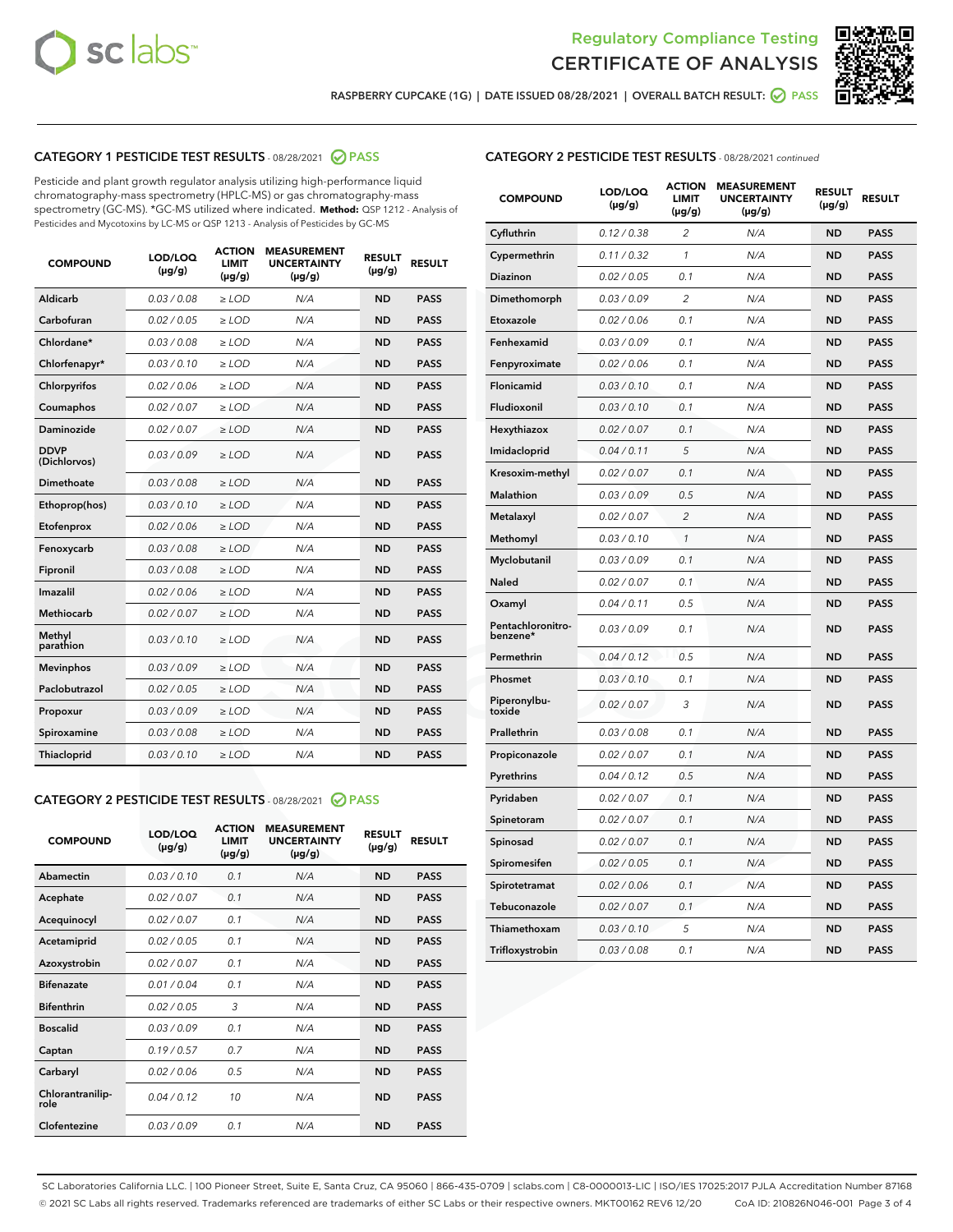Regulatory Compliance Testing

# CERTIFICATE OF ANALYSIS

RASPBERRY CUPCAKE (1G) | DATE ISSUED 08/28/2021 | OVERALL BATCH RESULT: PASS

## CATEGORY 1 PESTICIDE TEST RESULTS - 08/28/2021 PASS

Pesticide and plant growth regulator analysis utilizing high-performance liquid chromatography-mass spectrometry (HPLC-MS) or gas chromatography-mass spectrometry (GC-MS). *GC-MS utilized where indicated. **Method:** QSP 1212 - Analysis of Pesticides and Mycotoxins by LC-MS or QSP 1213 - Analysis of Pesticides by GC-MS

| COMPOUND | LOD/LOQ (µg/g) | ACTION LIMIT (µg/g) | MEASUREMENT UNCERTAINTY (µg/g) | RESULT (µg/g) | RESULT |
|---|---|---|---|---|---|
| Aldicarb | 0.03 / 0.08 | ≥ LOD | N/A | ND | PASS |
| Carbofuran | 0.02 / 0.05 | ≥ LOD | N/A | ND | PASS |
| Chlordane* | 0.03 / 0.08 | ≥ LOD | N/A | ND | PASS |
| Chlorfenapyr* | 0.03 / 0.10 | ≥ LOD | N/A | ND | PASS |
| Chlorpyrifos | 0.02 / 0.06 | ≥ LOD | N/A | ND | PASS |
| Coumaphos | 0.02 / 0.07 | ≥ LOD | N/A | ND | PASS |
| Daminozide | 0.02 / 0.07 | ≥ LOD | N/A | ND | PASS |
| DDVP (Dichlorvos) | 0.03 / 0.09 | ≥ LOD | N/A | ND | PASS |
| Dimethoate | 0.03 / 0.08 | ≥ LOD | N/A | ND | PASS |
| Ethoprop(hos) | 0.03 / 0.10 | ≥ LOD | N/A | ND | PASS |
| Etofenprox | 0.02 / 0.06 | ≥ LOD | N/A | ND | PASS |
| Fenoxycarb | 0.03 / 0.08 | ≥ LOD | N/A | ND | PASS |
| Fipronil | 0.03 / 0.08 | ≥ LOD | N/A | ND | PASS |
| Imazalil | 0.02 / 0.06 | ≥ LOD | N/A | ND | PASS |
| Methiocarb | 0.02 / 0.07 | ≥ LOD | N/A | ND | PASS |
| Methyl parathion | 0.03 / 0.10 | ≥ LOD | N/A | ND | PASS |
| Mevinphos | 0.03 / 0.09 | ≥ LOD | N/A | ND | PASS |
| Paclobutrazol | 0.02 / 0.05 | ≥ LOD | N/A | ND | PASS |
| Propoxur | 0.03 / 0.09 | ≥ LOD | N/A | ND | PASS |
| Spiroxamine | 0.03 / 0.08 | ≥ LOD | N/A | ND | PASS |
| Thiacloprid | 0.03 / 0.10 | ≥ LOD | N/A | ND | PASS |

## CATEGORY 2 PESTICIDE TEST RESULTS - 08/28/2021 PASS

| COMPOUND | LOD/LOQ (µg/g) | ACTION LIMIT (µg/g) | MEASUREMENT UNCERTAINTY (µg/g) | RESULT (µg/g) | RESULT |
|---|---|---|---|---|---|
| Abamectin | 0.03 / 0.10 | 0.1 | N/A | ND | PASS |
| Acephate | 0.02 / 0.07 | 0.1 | N/A | ND | PASS |
| Acequinocyl | 0.02 / 0.07 | 0.1 | N/A | ND | PASS |
| Acetamiprid | 0.02 / 0.05 | 0.1 | N/A | ND | PASS |
| Azoxystrobin | 0.02 / 0.07 | 0.1 | N/A | ND | PASS |
| Bifenazate | 0.01 / 0.04 | 0.1 | N/A | ND | PASS |
| Bifenthrin | 0.02 / 0.05 | 3 | N/A | ND | PASS |
| Boscalid | 0.03 / 0.09 | 0.1 | N/A | ND | PASS |
| Captan | 0.19 / 0.57 | 0.7 | N/A | ND | PASS |
| Carbaryl | 0.02 / 0.06 | 0.5 | N/A | ND | PASS |
| Chlorantraniliprole | 0.04 / 0.12 | 10 | N/A | ND | PASS |
| Clofentezine | 0.03 / 0.09 | 0.1 | N/A | ND | PASS |
| Cyfluthrin | 0.12 / 0.38 | 2 | N/A | ND | PASS |
| Cypermethrin | 0.11 / 0.32 | 1 | N/A | ND | PASS |
| Diazinon | 0.02 / 0.05 | 0.1 | N/A | ND | PASS |
| Dimethomorph | 0.03 / 0.09 | 2 | N/A | ND | PASS |
| Etoxazole | 0.02 / 0.06 | 0.1 | N/A | ND | PASS |
| Fenhexamid | 0.03 / 0.09 | 0.1 | N/A | ND | PASS |
| Fenpyroximate | 0.02 / 0.06 | 0.1 | N/A | ND | PASS |
| Flonicamid | 0.03 / 0.10 | 0.1 | N/A | ND | PASS |
| Fludioxonil | 0.03 / 0.10 | 0.1 | N/A | ND | PASS |
| Hexythiazox | 0.02 / 0.07 | 0.1 | N/A | ND | PASS |
| Imidacloprid | 0.04 / 0.11 | 5 | N/A | ND | PASS |
| Kresoxim-methyl | 0.02 / 0.07 | 0.1 | N/A | ND | PASS |
| Malathion | 0.03 / 0.09 | 0.5 | N/A | ND | PASS |
| Metalaxyl | 0.02 / 0.07 | 2 | N/A | ND | PASS |
| Methomyl | 0.03 / 0.10 | 1 | N/A | ND | PASS |
| Myclobutanil | 0.03 / 0.09 | 0.1 | N/A | ND | PASS |
| Naled | 0.02 / 0.07 | 0.1 | N/A | ND | PASS |
| Oxamyl | 0.04 / 0.11 | 0.5 | N/A | ND | PASS |
| Pentachloronitrobenzene* | 0.03 / 0.09 | 0.1 | N/A | ND | PASS |
| Permethrin | 0.04 / 0.12 | 0.5 | N/A | ND | PASS |
| Phosmet | 0.03 / 0.10 | 0.1 | N/A | ND | PASS |
| Piperonylbutoxide | 0.02 / 0.07 | 3 | N/A | ND | PASS |
| Prallethrin | 0.03 / 0.08 | 0.1 | N/A | ND | PASS |
| Propiconazole | 0.02 / 0.07 | 0.1 | N/A | ND | PASS |
| Pyrethrins | 0.04 / 0.12 | 0.5 | N/A | ND | PASS |
| Pyridaben | 0.02 / 0.07 | 0.1 | N/A | ND | PASS |
| Spinetoram | 0.02 / 0.07 | 0.1 | N/A | ND | PASS |
| Spinosad | 0.02 / 0.07 | 0.1 | N/A | ND | PASS |
| Spiromesifen | 0.02 / 0.05 | 0.1 | N/A | ND | PASS |
| Spirotetramat | 0.02 / 0.06 | 0.1 | N/A | ND | PASS |
| Tebuconazole | 0.02 / 0.07 | 0.1 | N/A | ND | PASS |
| Thiamethoxam | 0.03 / 0.10 | 5 | N/A | ND | PASS |
| Trifloxystrobin | 0.03 / 0.08 | 0.1 | N/A | ND | PASS |

SC Laboratories California LLC. | 100 Pioneer Street, Suite E, Santa Cruz, CA 95060 | 866-435-0709 | sclabs.com | C8-0000013-LIC | ISO/IES 17025:2017 PJLA Accreditation Number 87168
© 2021 SC Labs all rights reserved. Trademarks referenced are trademarks of either SC Labs or their respective owners. MKT00162 REV6 12/20 CoA ID: 210826N046-001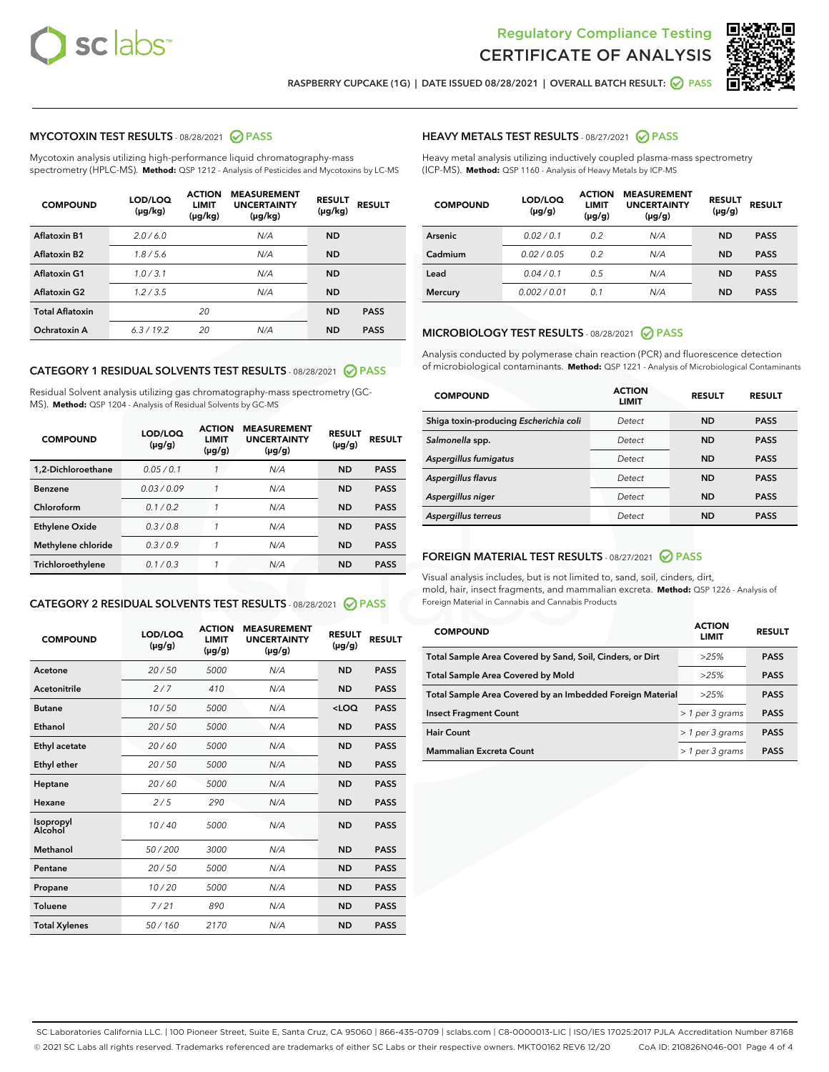Regulatory Compliance Testing

# CERTIFICATE OF ANALYSIS

RASPBERRY CUPCAKE (1G) | DATE ISSUED 08/28/2021 | OVERALL BATCH RESULT: PASS

## MYCOTOXIN TEST RESULTS - 08/28/2021 PASS

Mycotoxin analysis utilizing high-performance liquid chromatography-mass spectrometry (HPLC-MS). **Method:** QSP 1212 - Analysis of Pesticides and Mycotoxins by LC-MS

| COMPOUND | LOD/LOQ (µg/kg) | ACTION LIMIT (µg/kg) | MEASUREMENT UNCERTAINTY (µg/kg) | RESULT (µg/kg) | RESULT |
|---|---|---|---|---|---|
| Aflatoxin B1 | 2.0 / 6.0 | | N/A | ND | |
| Aflatoxin B2 | 1.8 / 5.6 | | N/A | ND | |
| Aflatoxin G1 | 1.0 / 3.1 | | N/A | ND | |
| Aflatoxin G2 | 1.2 / 3.5 | | N/A | ND | |
| Total Aflatoxin | | 20 | | ND | PASS |
| Ochratoxin A | 6.3 / 19.2 | 20 | N/A | ND | PASS |

## CATEGORY 1 RESIDUAL SOLVENTS TEST RESULTS - 08/28/2021 PASS

Residual Solvent analysis utilizing gas chromatography-mass spectrometry (GC-MS). **Method:** QSP 1204 - Analysis of Residual Solvents by GC-MS

| COMPOUND | LOD/LOQ (µg/g) | ACTION LIMIT (µg/g) | MEASUREMENT UNCERTAINTY (µg/g) | RESULT (µg/g) | RESULT |
|---|---|---|---|---|---|
| 1,2-Dichloroethane | 0.05 / 0.1 | 1 | N/A | ND | PASS |
| Benzene | 0.03 / 0.09 | 1 | N/A | ND | PASS |
| Chloroform | 0.1 / 0.2 | 1 | N/A | ND | PASS |
| Ethylene Oxide | 0.3 / 0.8 | 1 | N/A | ND | PASS |
| Methylene chloride | 0.3 / 0.9 | 1 | N/A | ND | PASS |
| Trichloroethylene | 0.1 / 0.3 | 1 | N/A | ND | PASS |

## CATEGORY 2 RESIDUAL SOLVENTS TEST RESULTS - 08/28/2021 PASS

| COMPOUND | LOD/LOQ (µg/g) | ACTION LIMIT (µg/g) | MEASUREMENT UNCERTAINTY (µg/g) | RESULT (µg/g) | RESULT |
|---|---|---|---|---|---|
| Acetone | 20 / 50 | 5000 | N/A | ND | PASS |
| Acetonitrile | 2 / 7 | 410 | N/A | ND | PASS |
| Butane | 10 / 50 | 5000 | N/A | <LOQ | PASS |
| Ethanol | 20 / 50 | 5000 | N/A | ND | PASS |
| Ethyl acetate | 20 / 60 | 5000 | N/A | ND | PASS |
| Ethyl ether | 20 / 50 | 5000 | N/A | ND | PASS |
| Heptane | 20 / 60 | 5000 | N/A | ND | PASS |
| Hexane | 2 / 5 | 290 | N/A | ND | PASS |
| Isopropyl Alcohol | 10 / 40 | 5000 | N/A | ND | PASS |
| Methanol | 50 / 200 | 3000 | N/A | ND | PASS |
| Pentane | 20 / 50 | 5000 | N/A | ND | PASS |
| Propane | 10 / 20 | 5000 | N/A | ND | PASS |
| Toluene | 7 / 21 | 890 | N/A | ND | PASS |
| Total Xylenes | 50 / 160 | 2170 | N/A | ND | PASS |

## HEAVY METALS TEST RESULTS - 08/27/2021 PASS

Heavy metal analysis utilizing inductively coupled plasma-mass spectrometry (ICP-MS). **Method:** QSP 1160 - Analysis of Heavy Metals by ICP-MS

| COMPOUND | LOD/LOQ (µg/g) | ACTION LIMIT (µg/g) | MEASUREMENT UNCERTAINTY (µg/g) | RESULT (µg/g) | RESULT |
|---|---|---|---|---|---|
| Arsenic | 0.02 / 0.1 | 0.2 | N/A | ND | PASS |
| Cadmium | 0.02 / 0.05 | 0.2 | N/A | ND | PASS |
| Lead | 0.04 / 0.1 | 0.5 | N/A | ND | PASS |
| Mercury | 0.002 / 0.01 | 0.1 | N/A | ND | PASS |

## MICROBIOLOGY TEST RESULTS - 08/28/2021 PASS

Analysis conducted by polymerase chain reaction (PCR) and fluorescence detection of microbiological contaminants. **Method:** QSP 1221 - Analysis of Microbiological Contaminants

| COMPOUND | ACTION LIMIT | RESULT | RESULT |
|---|---|---|---|
| Shiga toxin-producing *Escherichia coli* | Detect | ND | PASS |
| *Salmonella* spp. | Detect | ND | PASS |
| *Aspergillus fumigatus* | Detect | ND | PASS |
| *Aspergillus flavus* | Detect | ND | PASS |
| *Aspergillus niger* | Detect | ND | PASS |
| *Aspergillus terreus* | Detect | ND | PASS |

## FOREIGN MATERIAL TEST RESULTS - 08/27/2021 PASS

Visual analysis includes, but is not limited to, sand, soil, cinders, dirt, mold, hair, insect fragments, and mammalian excreta. **Method:** QSP 1226 - Analysis of Foreign Material in Cannabis and Cannabis Products

| COMPOUND | ACTION LIMIT | RESULT |
|---|---|---|
| Total Sample Area Covered by Sand, Soil, Cinders, or Dirt | >25% | PASS |
| Total Sample Area Covered by Mold | >25% | PASS |
| Total Sample Area Covered by an Imbedded Foreign Material | >25% | PASS |
| Insect Fragment Count | > 1 per 3 grams | PASS |
| Hair Count | > 1 per 3 grams | PASS |
| Mammalian Excreta Count | > 1 per 3 grams | PASS |

SC Laboratories California LLC. | 100 Pioneer Street, Suite E, Santa Cruz, CA 95060 | 866-435-0709 | sclabs.com | C8-0000013-LIC | ISO/IES 17025:2017 PJLA Accreditation Number 87168
© 2021 SC Labs all rights reserved. Trademarks referenced are trademarks of either SC Labs or their respective owners. MKT00162 REV6 12/20 CoA ID: 210826N046-001